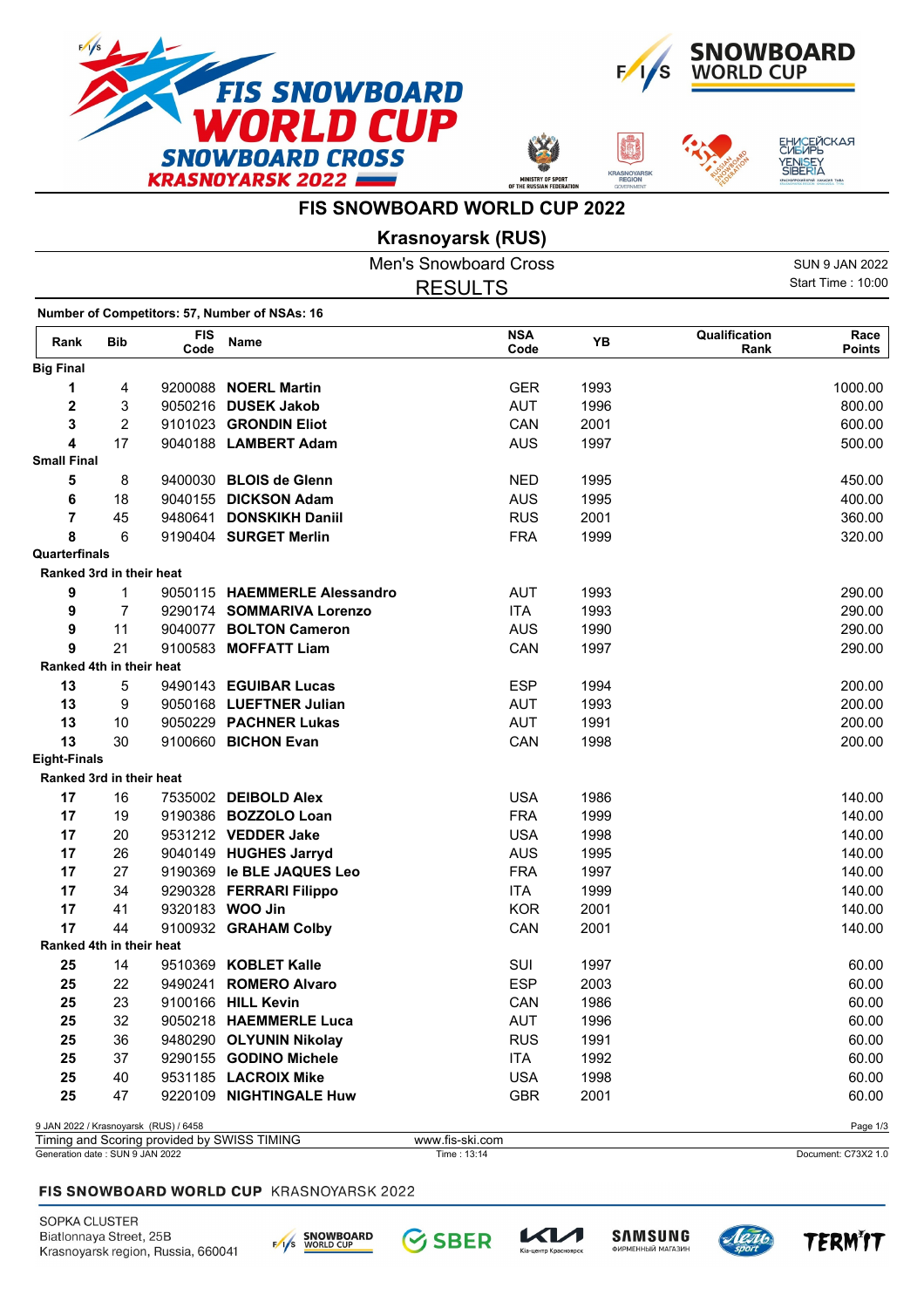# FIS SNOWBOARD WORLD CUP 2022

## Krasnoyarsk (RUS)

Men's Snowboard Cross

RESULTS

SUN 9 JAN 2022

Start Time : 10:00

**Number of Competitors: 57, Number of NSAs: 16**

| Rank | Bib | FIS Code | Name | NSA Code | YB | Qualification Rank | Race Points |
|---|---|---|---|---|---|---|---|
| **Big Final** | | | | | | | |
| **1** | 4 | 9200088 | **NOERL Martin** | GER | 1993 | | 1000.00 |
| **2** | 3 | 9050216 | **DUSEK Jakob** | AUT | 1996 | | 800.00 |
| **3** | 2 | 9101023 | **GRONDIN Eliot** | CAN | 2001 | | 600.00 |
| **4** | 17 | 9040188 | **LAMBERT Adam** | AUS | 1997 | | 500.00 |
| **Small Final** | | | | | | | |
| **5** | 8 | 9400030 | **BLOIS de Glenn** | NED | 1995 | | 450.00 |
| **6** | 18 | 9040155 | **DICKSON Adam** | AUS | 1995 | | 400.00 |
| **7** | 45 | 9480641 | **DONSKIKH Daniil** | RUS | 2001 | | 360.00 |
| **8** | 6 | 9190404 | **SURGET Merlin** | FRA | 1999 | | 320.00 |
| **Quarterfinals** | | | | | | | |
| **Ranked 3rd in their heat** | | | | | | | |
| **9** | 1 | 9050115 | **HAEMMERLE Alessandro** | AUT | 1993 | | 290.00 |
| **9** | 7 | 9290174 | **SOMMARIVA Lorenzo** | ITA | 1993 | | 290.00 |
| **9** | 11 | 9040077 | **BOLTON Cameron** | AUS | 1990 | | 290.00 |
| **9** | 21 | 9100583 | **MOFFATT Liam** | CAN | 1997 | | 290.00 |
| **Ranked 4th in their heat** | | | | | | | |
| **13** | 5 | 9490143 | **EGUIBAR Lucas** | ESP | 1994 | | 200.00 |
| **13** | 9 | 9050168 | **LUEFTNER Julian** | AUT | 1993 | | 200.00 |
| **13** | 10 | 9050229 | **PACHNER Lukas** | AUT | 1991 | | 200.00 |
| **13** | 30 | 9100660 | **BICHON Evan** | CAN | 1998 | | 200.00 |
| **Eight-Finals** | | | | | | | |
| **Ranked 3rd in their heat** | | | | | | | |
| **17** | 16 | 7535002 | **DEIBOLD Alex** | USA | 1986 | | 140.00 |
| **17** | 19 | 9190386 | **BOZZOLO Loan** | FRA | 1999 | | 140.00 |
| **17** | 20 | 9531212 | **VEDDER Jake** | USA | 1998 | | 140.00 |
| **17** | 26 | 9040149 | **HUGHES Jarryd** | AUS | 1995 | | 140.00 |
| **17** | 27 | 9190369 | **le BLE JAQUES Leo** | FRA | 1997 | | 140.00 |
| **17** | 34 | 9290328 | **FERRARI Filippo** | ITA | 1999 | | 140.00 |
| **17** | 41 | 9320183 | **WOO Jin** | KOR | 2001 | | 140.00 |
| **17** | 44 | 9100932 | **GRAHAM Colby** | CAN | 2001 | | 140.00 |
| **Ranked 4th in their heat** | | | | | | | |
| **25** | 14 | 9510369 | **KOBLET Kalle** | SUI | 1997 | | 60.00 |
| **25** | 22 | 9490241 | **ROMERO Alvaro** | ESP | 2003 | | 60.00 |
| **25** | 23 | 9100166 | **HILL Kevin** | CAN | 1986 | | 60.00 |
| **25** | 32 | 9050218 | **HAEMMERLE Luca** | AUT | 1996 | | 60.00 |
| **25** | 36 | 9480290 | **OLYUNIN Nikolay** | RUS | 1991 | | 60.00 |
| **25** | 37 | 9290155 | **GODINO Michele** | ITA | 1992 | | 60.00 |
| **25** | 40 | 9531185 | **LACROIX Mike** | USA | 1998 | | 60.00 |
| **25** | 47 | 9220109 | **NIGHTINGALE Huw** | GBR | 2001 | | 60.00 |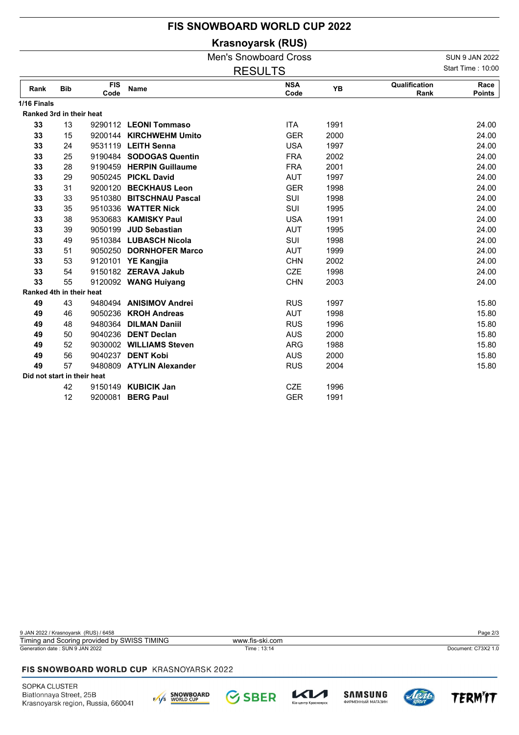# FIS SNOWBOARD WORLD CUP 2022

## Krasnoyarsk (RUS)

### Men's Snowboard Cross

SUN 9 JAN 2022

RESULTS

Start Time : 10:00

| Rank | Bib | FIS Code | Name | NSA Code | YB | Qualification Rank | Race Points |
|---|---|---|---|---|---|---|---|
| **1/16 Finals** | | | | | | | |
| **Ranked 3rd in their heat** | | | | | | | |
| **33** | 13 | 9290112 | **LEONI Tommaso** | ITA | 1991 | | 24.00 |
| **33** | 15 | 9200144 | **KIRCHWEHM Umito** | GER | 2000 | | 24.00 |
| **33** | 24 | 9531119 | **LEITH Senna** | USA | 1997 | | 24.00 |
| **33** | 25 | 9190484 | **SODOGAS Quentin** | FRA | 2002 | | 24.00 |
| **33** | 28 | 9190459 | **HERPIN Guillaume** | FRA | 2001 | | 24.00 |
| **33** | 29 | 9050245 | **PICKL David** | AUT | 1997 | | 24.00 |
| **33** | 31 | 9200120 | **BECKHAUS Leon** | GER | 1998 | | 24.00 |
| **33** | 33 | 9510380 | **BITSCHNAU Pascal** | SUI | 1998 | | 24.00 |
| **33** | 35 | 9510336 | **WATTER Nick** | SUI | 1995 | | 24.00 |
| **33** | 38 | 9530683 | **KAMISKY Paul** | USA | 1991 | | 24.00 |
| **33** | 39 | 9050199 | **JUD Sebastian** | AUT | 1995 | | 24.00 |
| **33** | 49 | 9510384 | **LUBASCH Nicola** | SUI | 1998 | | 24.00 |
| **33** | 51 | 9050250 | **DORNHOFER Marco** | AUT | 1999 | | 24.00 |
| **33** | 53 | 9120101 | **YE Kangjia** | CHN | 2002 | | 24.00 |
| **33** | 54 | 9150182 | **ZERAVA Jakub** | CZE | 1998 | | 24.00 |
| **33** | 55 | 9120092 | **WANG Huiyang** | CHN | 2003 | | 24.00 |
| **Ranked 4th in their heat** | | | | | | | |
| **49** | 43 | 9480494 | **ANISIMOV Andrei** | RUS | 1997 | | 15.80 |
| **49** | 46 | 9050236 | **KROH Andreas** | AUT | 1998 | | 15.80 |
| **49** | 48 | 9480364 | **DILMAN Daniil** | RUS | 1996 | | 15.80 |
| **49** | 50 | 9040236 | **DENT Declan** | AUS | 2000 | | 15.80 |
| **49** | 52 | 9030002 | **WILLIAMS Steven** | ARG | 1988 | | 15.80 |
| **49** | 56 | 9040237 | **DENT Kobi** | AUS | 2000 | | 15.80 |
| **49** | 57 | 9480809 | **ATYLIN Alexander** | RUS | 2004 | | 15.80 |
| **Did not start in their heat** | | | | | | | |
| | 42 | 9150149 | **KUBICIK Jan** | CZE | 1996 | | |
| | 12 | 9200081 | **BERG Paul** | GER | 1991 | | |

9 JAN 2022 / Krasnoyarsk (RUS) / 6458

Timing and Scoring provided by SWISS TIMING — www.fis-ski.com

Generation date : SUN 9 JAN 2022 — Time : 13:14 — Document: C73X2 1.0

**FIS SNOWBOARD WORLD CUP** KRASNOYARSK 2022

SOPKA CLUSTER
Biatlonnaya Street, 25B
Krasnoyarsk region, Russia, 660041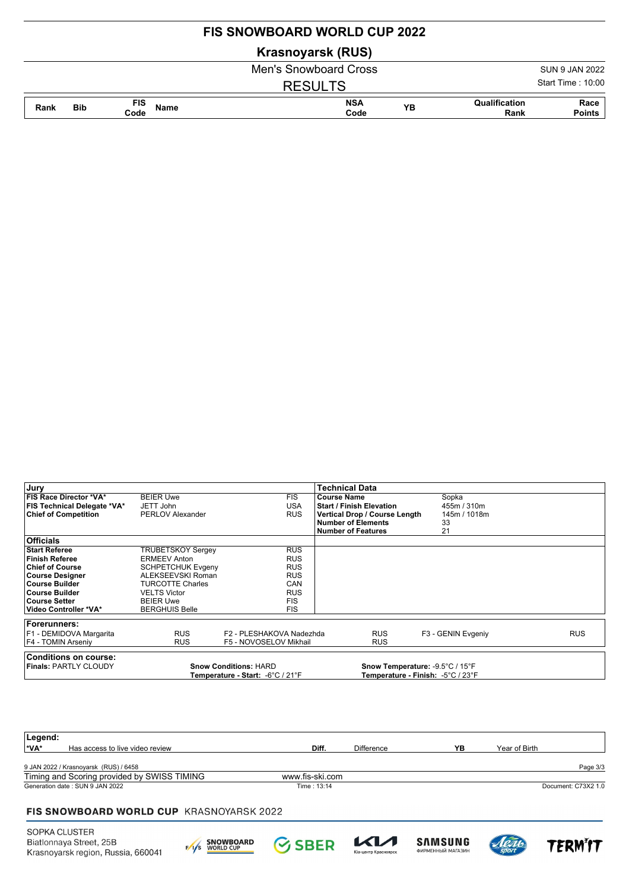# FIS SNOWBOARD WORLD CUP 2022

## Krasnoyarsk (RUS)

### Men's Snowboard Cross

SUN 9 JAN 2022

RESULTS

Start Time : 10:00

| Rank | Bib | FIS Code | Name | NSA Code | YB | Qualification Rank | Race Points |
|---|---|---|---|---|---|---|---|

| Jury | | | Technical Data | |
|---|---|---|---|---|
| **FIS Race Director *VA*** | BEIER Uwe | FIS | **Course Name** | Sopka |
| **FIS Technical Delegate *VA*** | JETT John | USA | **Start / Finish Elevation** | 455m / 310m |
| **Chief of Competition** | PERLOV Alexander | RUS | **Vertical Drop / Course Length** | 145m / 1018m |
| | | | **Number of Elements** | 33 |
| | | | **Number of Features** | 21 |

| Officials | | |
|---|---|---|
| **Start Referee** | TRUBETSKOY Sergey | RUS |
| **Finish Referee** | ERMEEV Anton | RUS |
| **Chief of Course** | SCHPETCHUK Evgeny | RUS |
| **Course Designer** | ALEKSEEVSKI Roman | RUS |
| **Course Builder** | TURCOTTE Charles | CAN |
| **Course Builder** | VELTS Victor | RUS |
| **Course Setter** | BEIER Uwe | FIS |
| **Video Controller *VA*** | BERGHUIS Belle | FIS |

| Forerunners: | | | | | |
|---|---|---|---|---|---|
| F1 - DEMIDOVA Margarita | RUS | F2 - PLESHAKOVA Nadezhda | RUS | F3 - GENIN Evgeniy | RUS |
| F4 - TOMIN Arseniy | RUS | F5 - NOVOSELOV Mikhail | RUS | | |

**Conditions on course:**

**Finals:** PARTLY CLOUDY

**Snow Conditions:** HARD

**Snow Temperature:** -9.5°C / 15°F

**Temperature - Start:** -6°C / 21°F

**Temperature - Finish:** -5°C / 23°F

| Legend: | | | | | |
|---|---|---|---|---|---|
| *VA* | Has access to live video review | Diff. | Difference | YB | Year of Birth |

9 JAN 2022 / Krasnoyarsk (RUS) / 6458

Timing and Scoring provided by SWISS TIMING

www.fis-ski.com

Generation date : SUN 9 JAN 2022

Time : 13:14

Document: C73X2 1.0

**FIS SNOWBOARD WORLD CUP** KRASNOYARSK 2022

SOPKA CLUSTER
Biatlonnaya Street, 25B
Krasnoyarsk region, Russia, 660041